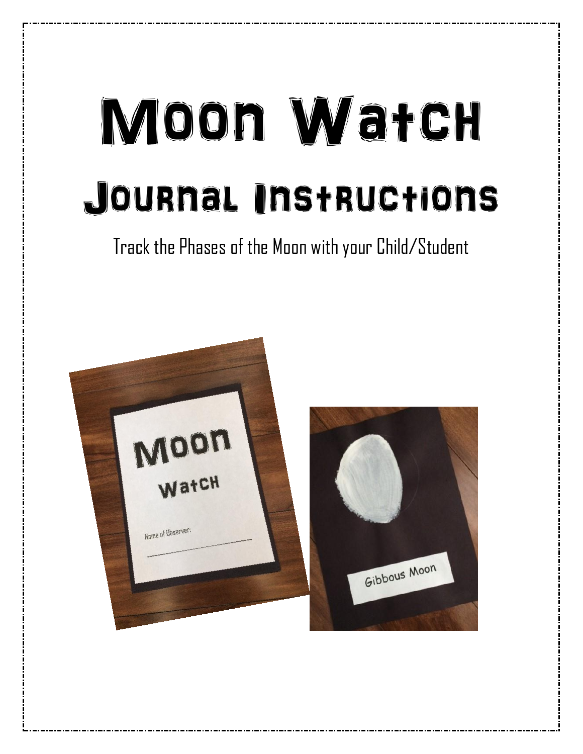# Moon Watch

## Journal Instructions

Track the Phases of the Moon with your Child/Student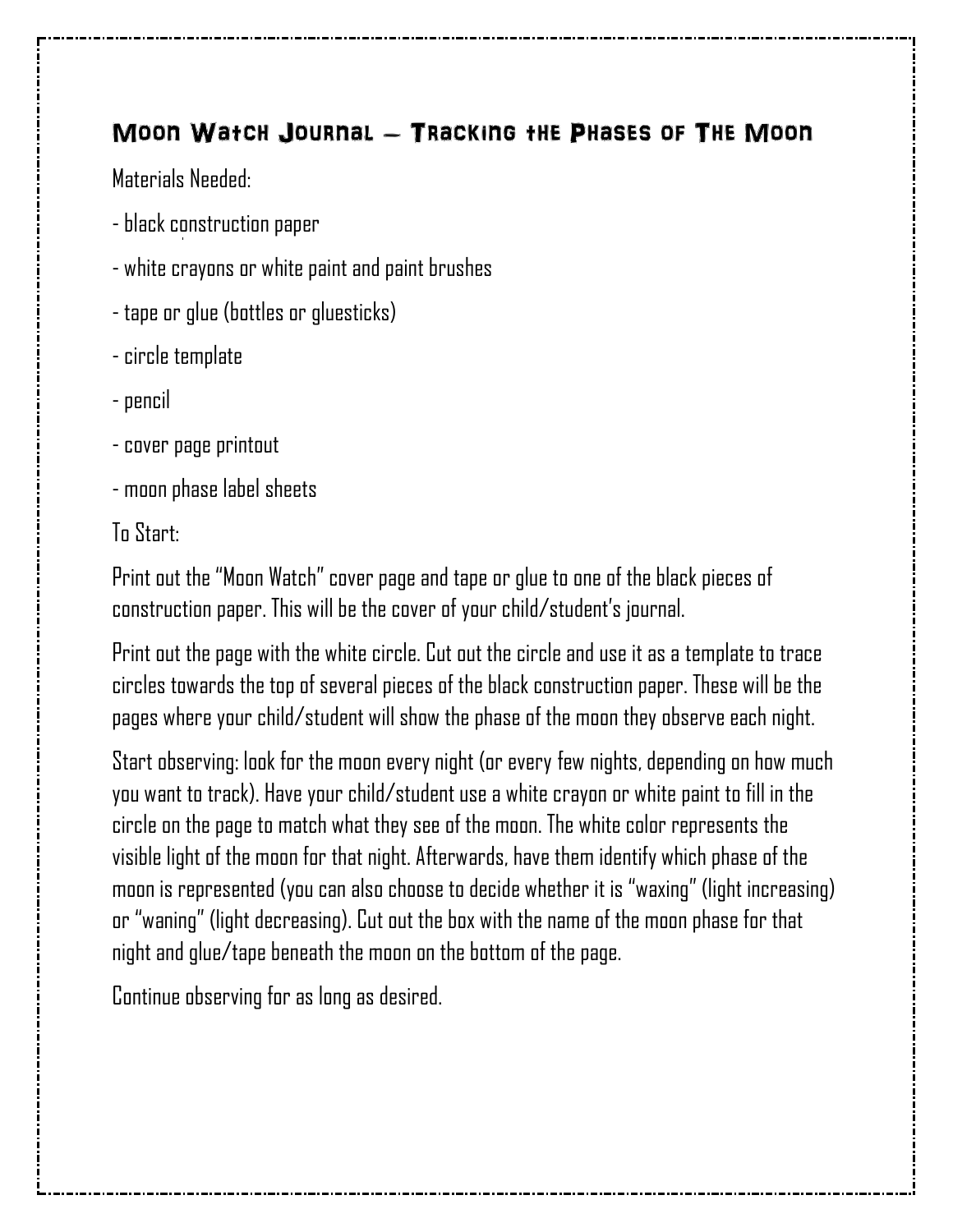## Moon Watch Journal – Tracking the Phases of The Moon

Materials Needed:

- black construction paper
- white crayons or white paint and paint brushes
- tape or glue (bottles or gluesticks)
- circle template
- pencil
- cover page printout
- moon phase label sheets

To Start:

Print out the "Moon Watch" cover page and tape or glue to one of the black pieces of construction paper. This will be the cover of your child/student's journal.

Print out the page with the white circle. Cut out the circle and use it as a template to trace circles towards the top of several pieces of the black construction paper. These will be the pages where your child/student will show the phase of the moon they observe each night.

Start observing: look for the moon every night (or every few nights, depending on how much you want to track). Have your child/student use a white crayon or white paint to fill in the circle on the page to match what they see of the moon. The white color represents the visible light of the moon for that night. Afterwards, have them identify which phase of the moon is represented (you can also choose to decide whether it is "waxing" (light increasing) or "waning" (light decreasing). Cut out the box with the name of the moon phase for that night and glue/tape beneath the moon on the bottom of the page.

Continue observing for as long as desired.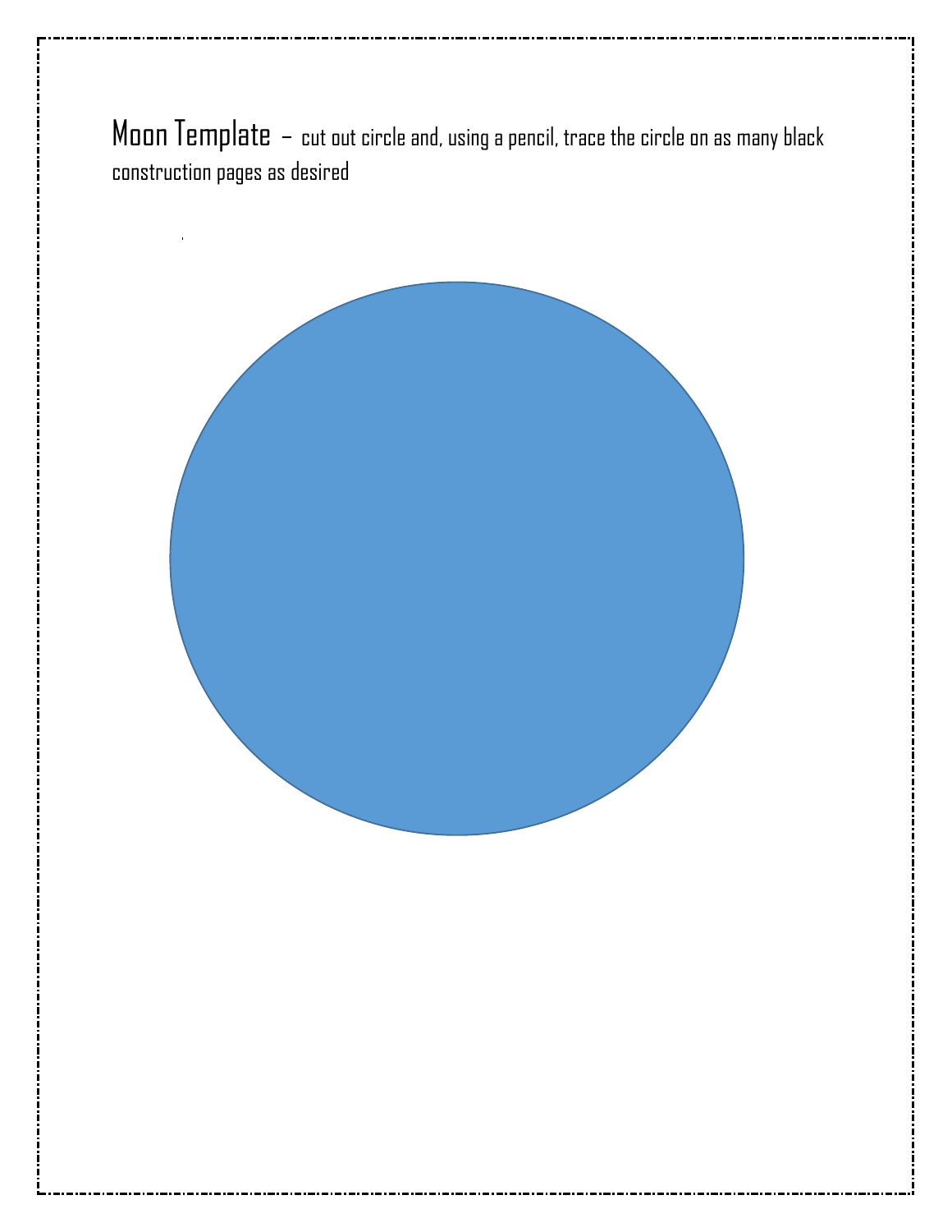Moon Template – cut out circle and, using a pencil, trace the circle on as many black construction pages as desired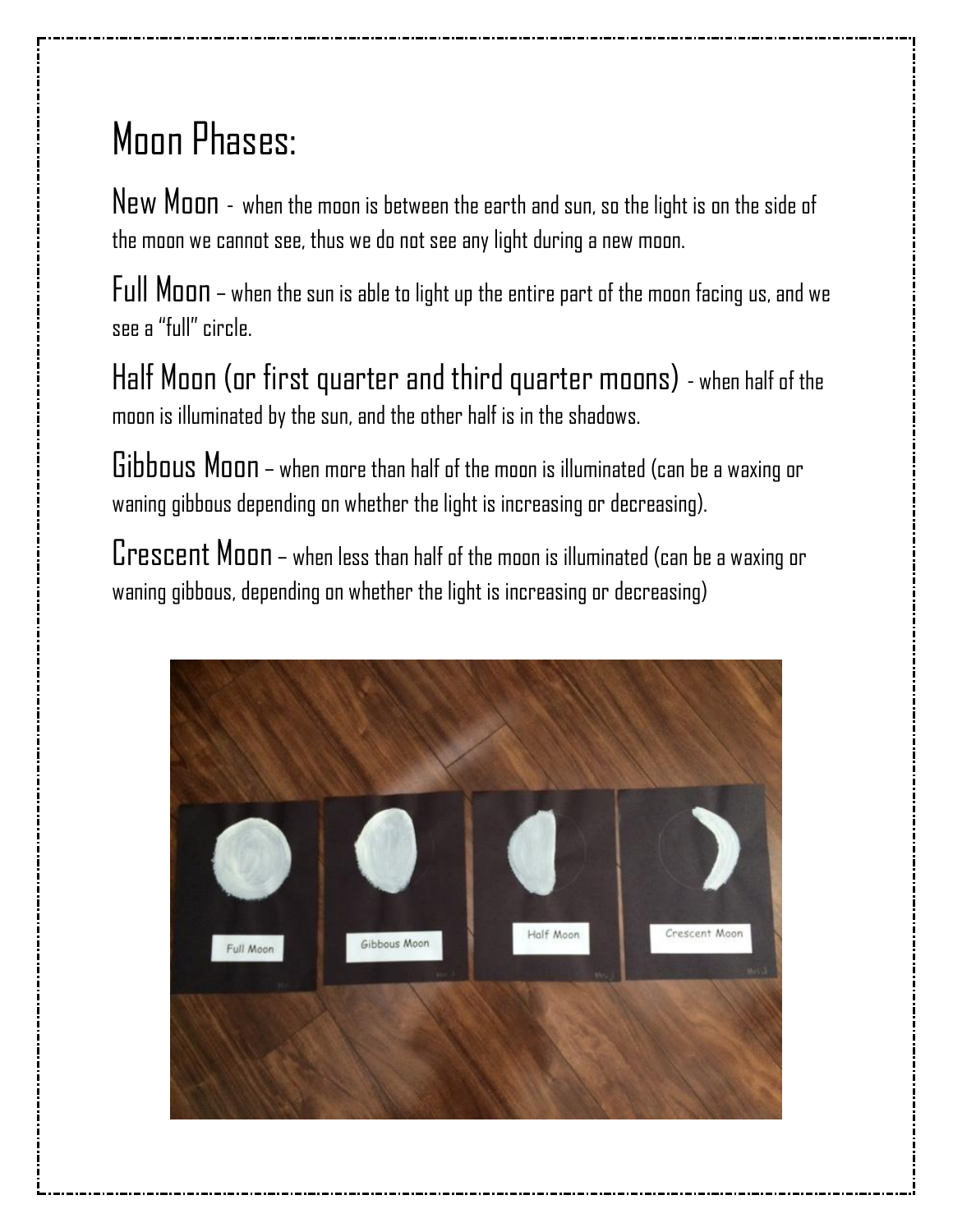# Moon Phases:

**New Moon** - when the moon is between the earth and sun, so the light is on the side of the moon we cannot see, thus we do not see any light during a new moon.

**Full Moon** – when the sun is able to light up the entire part of the moon facing us, and we see a "full" circle.

**Half Moon (or first quarter and third quarter moons)** - when half of the moon is illuminated by the sun, and the other half is in the shadows.

**Gibbous Moon** – when more than half of the moon is illuminated (can be a waxing or waning gibbous depending on whether the light is increasing or decreasing).

**Crescent Moon** – when less than half of the moon is illuminated (can be a waxing or waning gibbous, depending on whether the light is increasing or decreasing)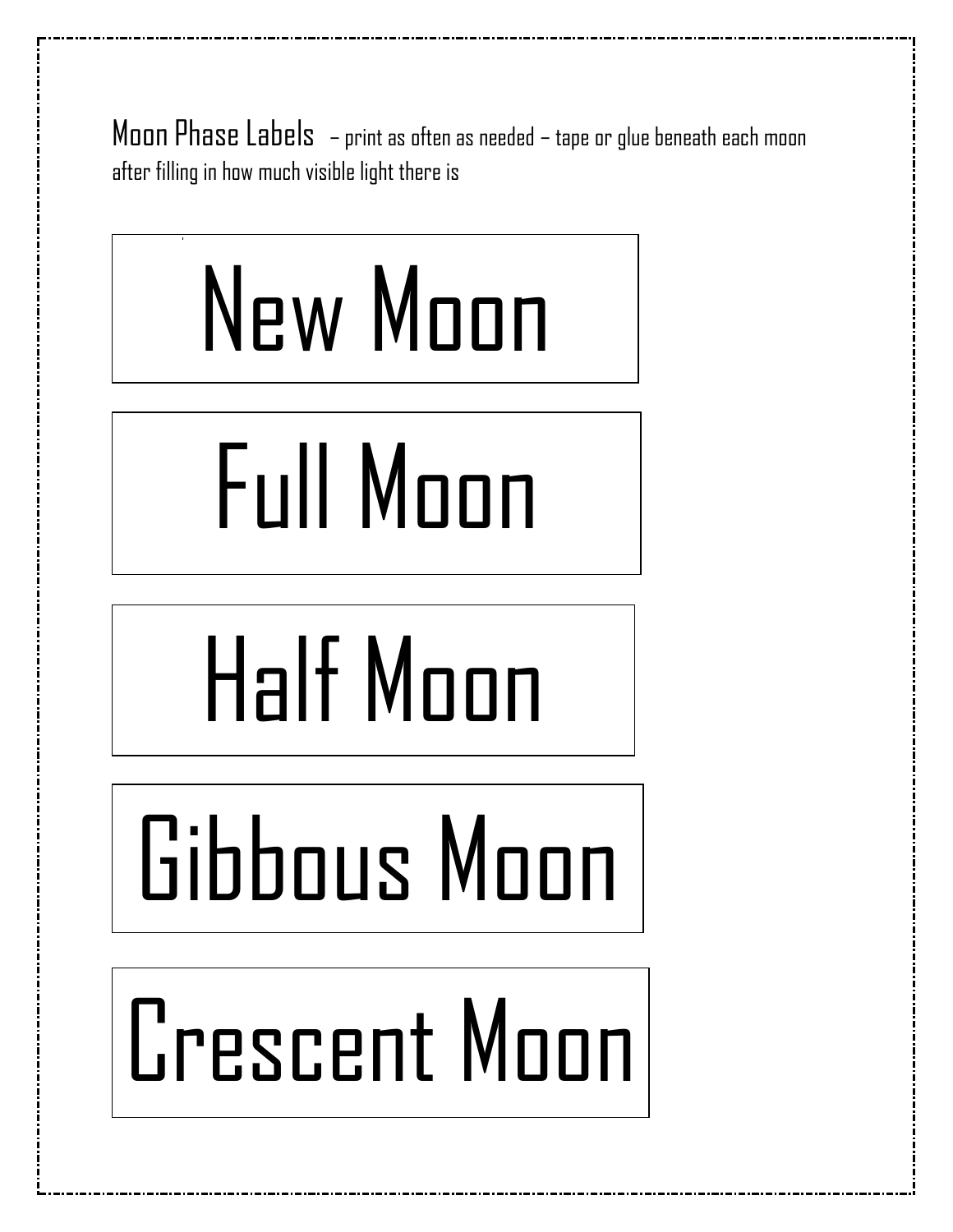Moon Phase Labels – print as often as needed – tape or glue beneath each moon after filling in how much visible light there is

| New Moon |
|---|

| Full Moon |
|---|

| Half Moon |
|---|

| Gibbous Moon |
|---|

| Crescent Moon |
|---|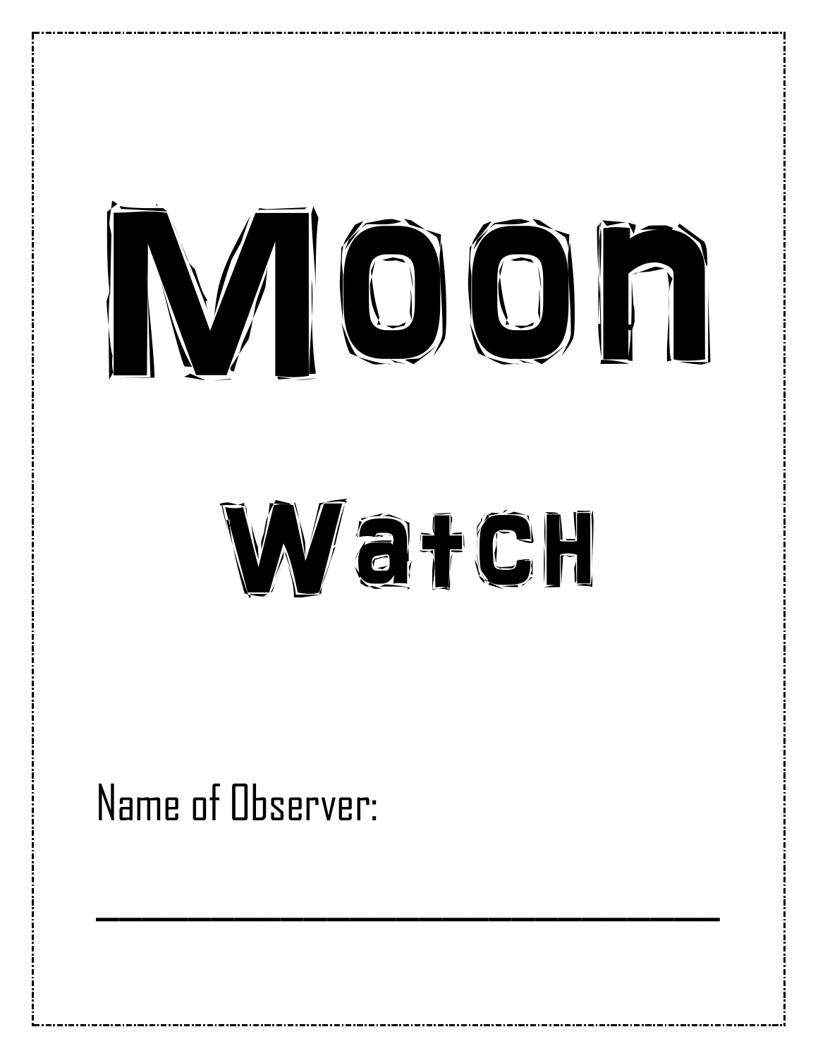# Moon

## Watch

Name of Observer:

______________________________